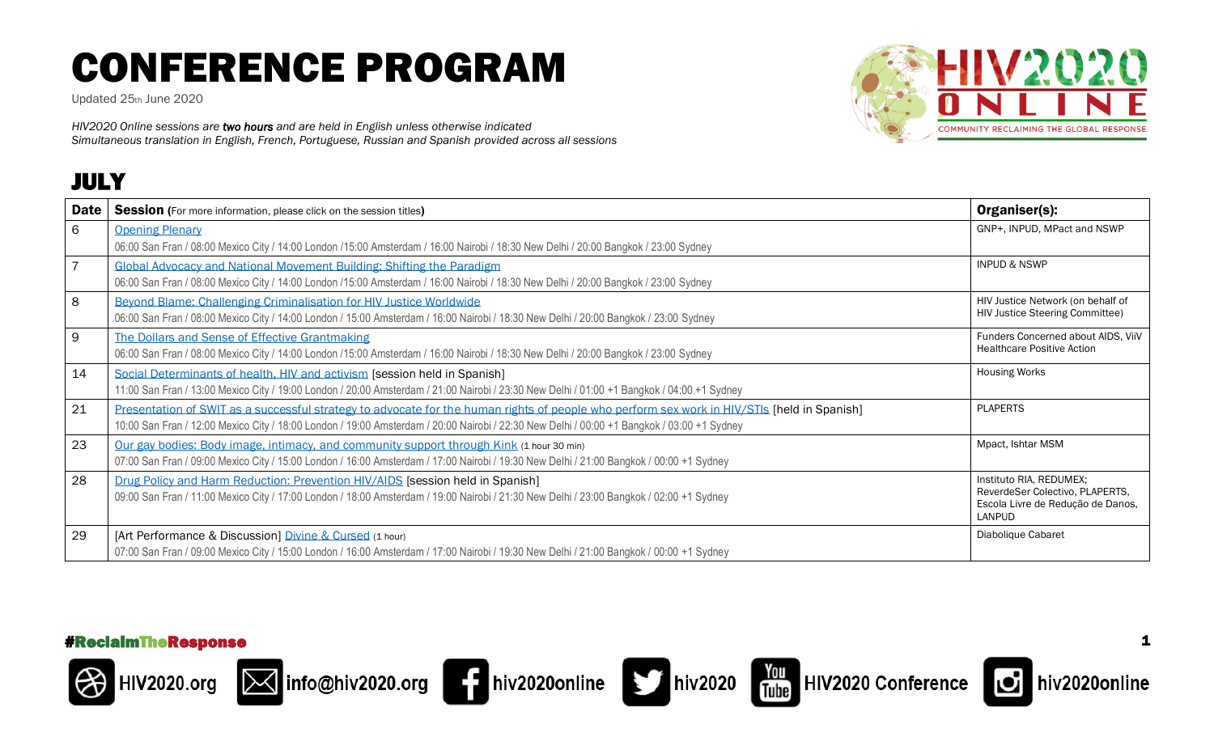# CONFERENCE PROGRAM

Updated 25th June 2020

*HIV2020 Online sessions are **two hours** and are held in English unless otherwise indicated*
*Simultaneous translation in English, French, Portuguese, Russian and Spanish provided across all sessions*

## JULY

| Date | Session (For more information, please click on the session titles) | Organiser(s): |
|---|---|---|
| 6 | Opening Plenary<br>06:00 San Fran / 08:00 Mexico City / 14:00 London /15:00 Amsterdam / 16:00 Nairobi / 18:30 New Delhi / 20:00 Bangkok / 23:00 Sydney | GNP+, INPUD, MPact and NSWP |
| 7 | Global Advocacy and National Movement Building: Shifting the Paradigm<br>06:00 San Fran / 08:00 Mexico City / 14:00 London /15:00 Amsterdam / 16:00 Nairobi / 18:30 New Delhi / 20:00 Bangkok / 23:00 Sydney | INPUD & NSWP |
| 8 | Beyond Blame: Challenging Criminalisation for HIV Justice Worldwide<br>06:00 San Fran / 08:00 Mexico City / 14:00 London / 15:00 Amsterdam / 16:00 Nairobi / 18:30 New Delhi / 20:00 Bangkok / 23:00 Sydney | HIV Justice Network (on behalf of HIV Justice Steering Committee) |
| 9 | The Dollars and Sense of Effective Grantmaking<br>06:00 San Fran / 08:00 Mexico City / 14:00 London /15:00 Amsterdam / 16:00 Nairobi / 18:30 New Delhi / 20:00 Bangkok / 23:00 Sydney | Funders Concerned about AIDS, ViiV Healthcare Positive Action |
| 14 | Social Determinants of health, HIV and activism [session held in Spanish]<br>11:00 San Fran / 13:00 Mexico City / 19:00 London / 20:00 Amsterdam / 21:00 Nairobi / 23:30 New Delhi / 01:00 +1 Bangkok / 04:00 +1 Sydney | Housing Works |
| 21 | Presentation of SWIT as a successful strategy to advocate for the human rights of people who perform sex work in HIV/STIs [held in Spanish]<br>10:00 San Fran / 12:00 Mexico City / 18:00 London / 19:00 Amsterdam / 20:00 Nairobi / 22:30 New Delhi / 00:00 +1 Bangkok / 03:00 +1 Sydney | PLAPERTS |
| 23 | Our gay bodies: Body image, intimacy, and community support through Kink (1 hour 30 min)<br>07:00 San Fran / 09:00 Mexico City / 15:00 London / 16:00 Amsterdam / 17:00 Nairobi / 19:30 New Delhi / 21:00 Bangkok / 00:00 +1 Sydney | Mpact, Ishtar MSM |
| 28 | Drug Policy and Harm Reduction: Prevention HIV/AIDS [session held in Spanish]<br>09:00 San Fran / 11:00 Mexico City / 17:00 London / 18:00 Amsterdam / 19:00 Nairobi / 21:30 New Delhi / 23:00 Bangkok / 02:00 +1 Sydney | Instituto RIA, REDUMEX; ReverdeSer Colectivo, PLAPERTS, Escola Livre de Redução de Danos, LANPUD |
| 29 | [Art Performance & Discussion] Divine & Cursed (1 hour)<br>07:00 San Fran / 09:00 Mexico City / 15:00 London / 16:00 Amsterdam / 17:00 Nairobi / 19:30 New Delhi / 21:00 Bangkok / 00:00 +1 Sydney | Diabolique Cabaret |

#ReclaimTheResponse

HIV2020.org | info@hiv2020.org | hiv2020online | hiv2020 | HIV2020 Conference | hiv2020online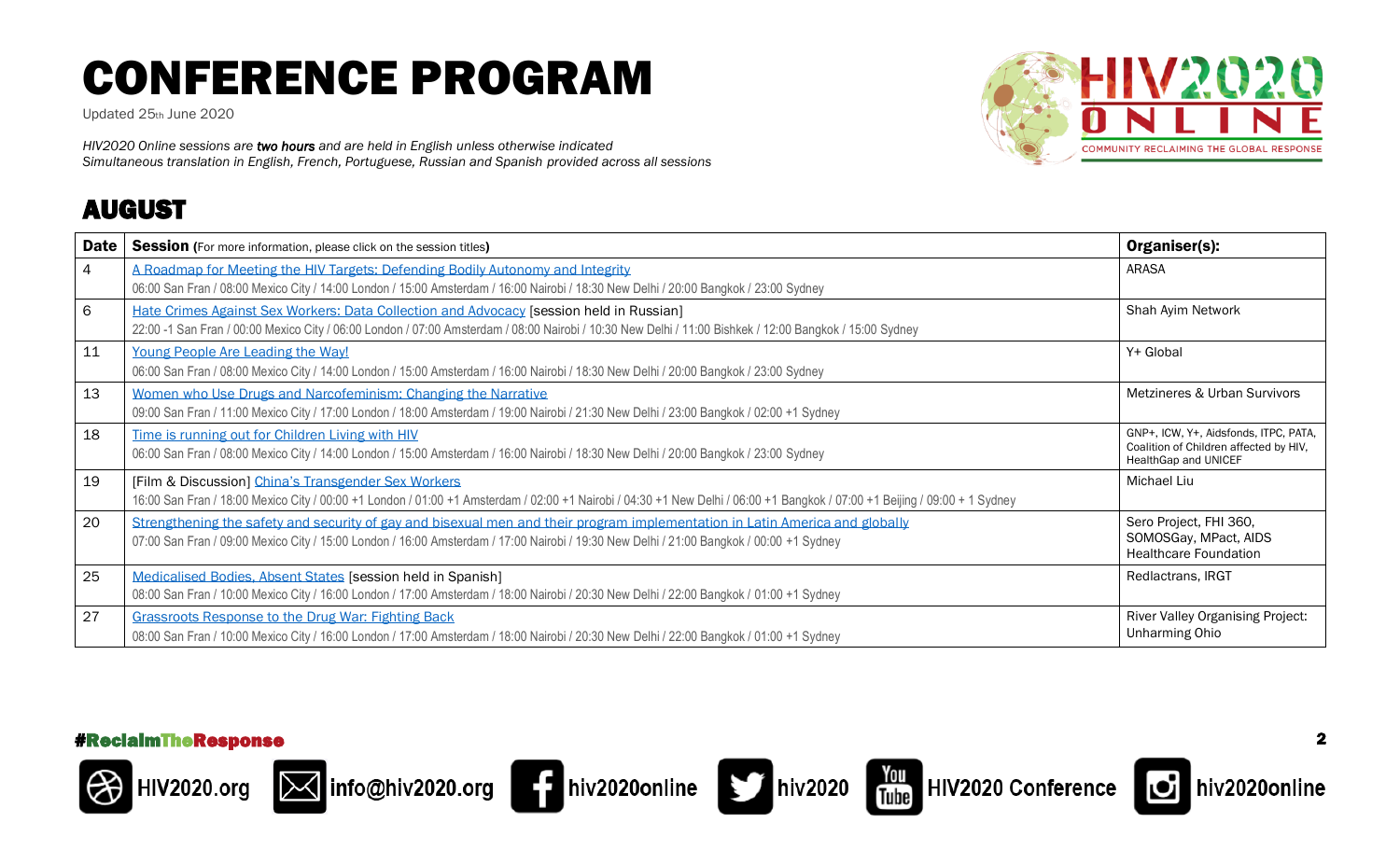# CONFERENCE PROGRAM

Updated 25th June 2020

*HIV2020 Online sessions are **two hours** and are held in English unless otherwise indicated*
*Simultaneous translation in English, French, Portuguese, Russian and Spanish provided across all sessions*

## AUGUST

| Date | Session (For more information, please click on the session titles) | Organiser(s): |
|---|---|---|
| 4 | A Roadmap for Meeting the HIV Targets: Defending Bodily Autonomy and Integrity<br>06:00 San Fran / 08:00 Mexico City / 14:00 London / 15:00 Amsterdam / 16:00 Nairobi / 18:30 New Delhi / 20:00 Bangkok / 23:00 Sydney | ARASA |
| 6 | Hate Crimes Against Sex Workers: Data Collection and Advocacy [session held in Russian]<br>22:00 -1 San Fran / 00:00 Mexico City / 06:00 London / 07:00 Amsterdam / 08:00 Nairobi / 10:30 New Delhi / 11:00 Bishkek / 12:00 Bangkok / 15:00 Sydney | Shah Ayim Network |
| 11 | Young People Are Leading the Way!<br>06:00 San Fran / 08:00 Mexico City / 14:00 London / 15:00 Amsterdam / 16:00 Nairobi / 18:30 New Delhi / 20:00 Bangkok / 23:00 Sydney | Y+ Global |
| 13 | Women who Use Drugs and Narcofeminism: Changing the Narrative<br>09:00 San Fran / 11:00 Mexico City / 17:00 London / 18:00 Amsterdam / 19:00 Nairobi / 21:30 New Delhi / 23:00 Bangkok / 02:00 +1 Sydney | Metzineres & Urban Survivors |
| 18 | Time is running out for Children Living with HIV<br>06:00 San Fran / 08:00 Mexico City / 14:00 London / 15:00 Amsterdam / 16:00 Nairobi / 18:30 New Delhi / 20:00 Bangkok / 23:00 Sydney | GNP+, ICW, Y+, Aidsfonds, ITPC, PATA, Coalition of Children affected by HIV, HealthGap and UNICEF |
| 19 | [Film & Discussion] China's Transgender Sex Workers<br>16:00 San Fran / 18:00 Mexico City / 00:00 +1 London / 01:00 +1 Amsterdam / 02:00 +1 Nairobi / 04:30 +1 New Delhi / 06:00 +1 Bangkok / 07:00 +1 Beijing / 09:00 + 1 Sydney | Michael Liu |
| 20 | Strengthening the safety and security of gay and bisexual men and their program implementation in Latin America and globally<br>07:00 San Fran / 09:00 Mexico City / 15:00 London / 16:00 Amsterdam / 17:00 Nairobi / 19:30 New Delhi / 21:00 Bangkok / 00:00 +1 Sydney | Sero Project, FHI 360, SOMOSGay, MPact, AIDS Healthcare Foundation |
| 25 | Medicalised Bodies, Absent States [session held in Spanish]<br>08:00 San Fran / 10:00 Mexico City / 16:00 London / 17:00 Amsterdam / 18:00 Nairobi / 20:30 New Delhi / 22:00 Bangkok / 01:00 +1 Sydney | Redlactrans, IRGT |
| 27 | Grassroots Response to the Drug War: Fighting Back<br>08:00 San Fran / 10:00 Mexico City / 16:00 London / 17:00 Amsterdam / 18:00 Nairobi / 20:30 New Delhi / 22:00 Bangkok / 01:00 +1 Sydney | River Valley Organising Project: Unharming Ohio |

#ReclaimTheResponse

HIV2020.org | info@hiv2020.org | hiv2020online | hiv2020 | HIV2020 Conference | hiv2020online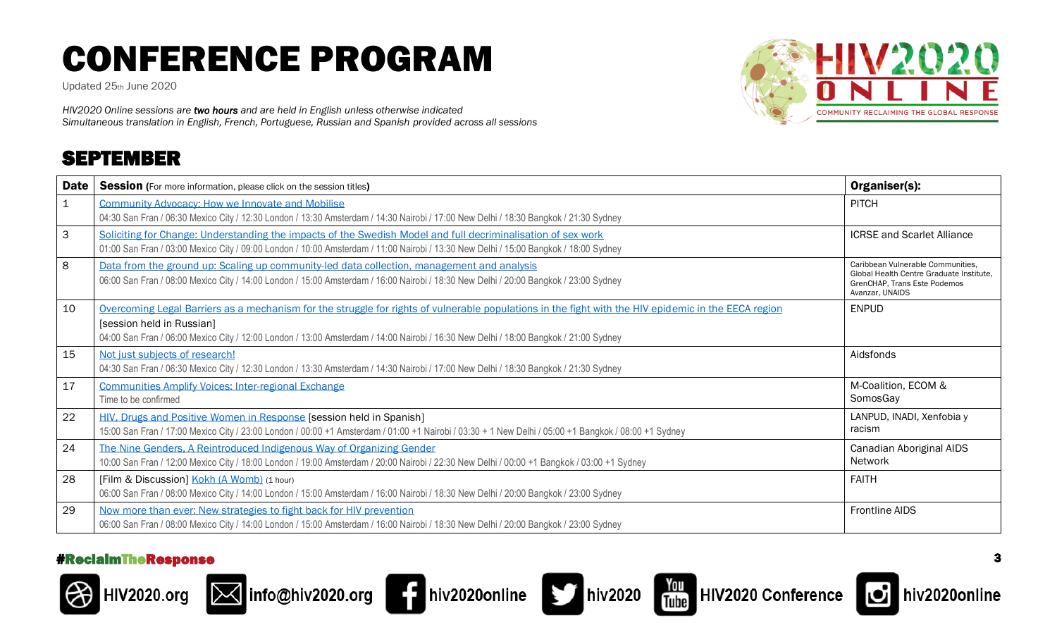# CONFERENCE PROGRAM

Updated 25th June 2020

*HIV2020 Online sessions are **two hours** and are held in English unless otherwise indicated*
*Simultaneous translation in English, French, Portuguese, Russian and Spanish provided across all sessions*

## SEPTEMBER

| Date | Session (For more information, please click on the session titles) | Organiser(s): |
|---|---|---|
| 1 | Community Advocacy: How we Innovate and Mobilise<br>04:30 San Fran / 06:30 Mexico City / 12:30 London / 13:30 Amsterdam / 14:30 Nairobi / 17:00 New Delhi / 18:30 Bangkok / 21:30 Sydney | PITCH |
| 3 | Soliciting for Change: Understanding the impacts of the Swedish Model and full decriminalisation of sex work<br>01:00 San Fran / 03:00 Mexico City / 09:00 London / 10:00 Amsterdam / 11:00 Nairobi / 13:30 New Delhi / 15:00 Bangkok / 18:00 Sydney | ICRSE and Scarlet Alliance |
| 8 | Data from the ground up: Scaling up community-led data collection, management and analysis<br>06:00 San Fran / 08:00 Mexico City / 14:00 London / 15:00 Amsterdam / 16:00 Nairobi / 18:30 New Delhi / 20:00 Bangkok / 23:00 Sydney | Caribbean Vulnerable Communities, Global Health Centre Graduate Institute, GrenCHAP, Trans Este Podemos Avanzar, UNAIDS |
| 10 | Overcoming Legal Barriers as a mechanism for the struggle for rights of vulnerable populations in the fight with the HIV epidemic in the EECA region<br>[session held in Russian]<br>04:00 San Fran / 06:00 Mexico City / 12:00 London / 13:00 Amsterdam / 14:00 Nairobi / 16:30 New Delhi / 18:00 Bangkok / 21:00 Sydney | ENPUD |
| 15 | Not just subjects of research!<br>04:30 San Fran / 06:30 Mexico City / 12:30 London / 13:30 Amsterdam / 14:30 Nairobi / 17:00 New Delhi / 18:30 Bangkok / 21:30 Sydney | Aidsfonds |
| 17 | Communities Amplify Voices: Inter-regional Exchange<br>Time to be confirmed | M-Coalition, ECOM & SomosGay |
| 22 | HIV, Drugs and Positive Women in Response [session held in Spanish]<br>15:00 San Fran / 17:00 Mexico City / 23:00 London / 00:00 +1 Amsterdam / 01:00 +1 Nairobi / 03:30 + 1 New Delhi / 05:00 +1 Bangkok / 08:00 +1 Sydney | LANPUD, INADI, Xenfobia y racism |
| 24 | The Nine Genders, A Reintroduced Indigenous Way of Organizing Gender<br>10:00 San Fran / 12:00 Mexico City / 18:00 London / 19:00 Amsterdam / 20:00 Nairobi / 22:30 New Delhi / 00:00 +1 Bangkok / 03:00 +1 Sydney | Canadian Aboriginal AIDS Network |
| 28 | [Film & Discussion] Kokh (A Womb) (1 hour)<br>06:00 San Fran / 08:00 Mexico City / 14:00 London / 15:00 Amsterdam / 16:00 Nairobi / 18:30 New Delhi / 20:00 Bangkok / 23:00 Sydney | FAITH |
| 29 | Now more than ever: New strategies to fight back for HIV prevention<br>06:00 San Fran / 08:00 Mexico City / 14:00 London / 15:00 Amsterdam / 16:00 Nairobi / 18:30 New Delhi / 20:00 Bangkok / 23:00 Sydney | Frontline AIDS |

#ReclaimTheResponse

HIV2020.org | info@hiv2020.org | hiv2020online | hiv2020 | HIV2020 Conference | hiv2020online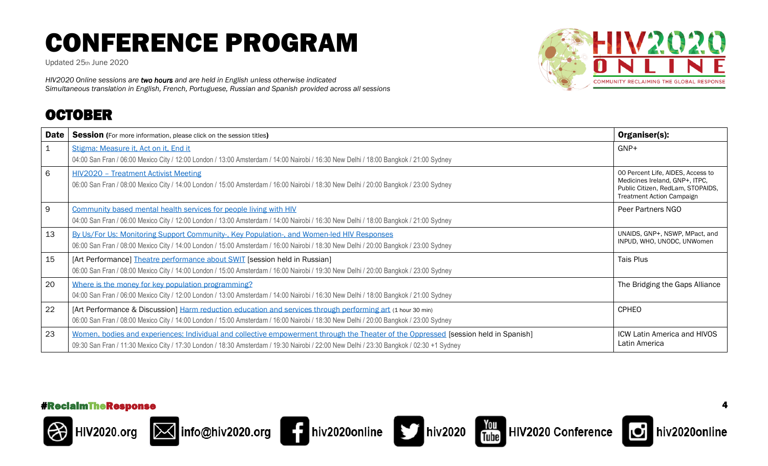# CONFERENCE PROGRAM

Updated 25th June 2020

*HIV2020 Online sessions are* ***two hours*** *and are held in English unless otherwise indicated*
*Simultaneous translation in English, French, Portuguese, Russian and Spanish provided across all sessions*

## OCTOBER

| Date | Session (For more information, please click on the session titles) | Organiser(s): |
|---|---|---|
| 1 | Stigma: Measure it, Act on it, End it<br>04:00 San Fran / 06:00 Mexico City / 12:00 London / 13:00 Amsterdam / 14:00 Nairobi / 16:30 New Delhi / 18:00 Bangkok / 21:00 Sydney | GNP+ |
| 6 | HIV2020 – Treatment Activist Meeting<br>06:00 San Fran / 08:00 Mexico City / 14:00 London / 15:00 Amsterdam / 16:00 Nairobi / 18:30 New Delhi / 20:00 Bangkok / 23:00 Sydney | 00 Percent Life, AIDES, Access to Medicines Ireland, GNP+, ITPC, Public Citizen, RedLam, STOPAIDS, Treatment Action Campaign |
| 9 | Community based mental health services for people living with HIV<br>04:00 San Fran / 06:00 Mexico City / 12:00 London / 13:00 Amsterdam / 14:00 Nairobi / 16:30 New Delhi / 18:00 Bangkok / 21:00 Sydney | Peer Partners NGO |
| 13 | By Us/For Us: Monitoring Support Community-, Key Population-, and Women-led HIV Responses<br>06:00 San Fran / 08:00 Mexico City / 14:00 London / 15:00 Amsterdam / 16:00 Nairobi / 18:30 New Delhi / 20:00 Bangkok / 23:00 Sydney | UNAIDS, GNP+, NSWP, MPact, and INPUD, WHO, UNODC, UNWomen |
| 15 | [Art Performance] Theatre performance about SWIT [session held in Russian]<br>06:00 San Fran / 08:00 Mexico City / 14:00 London / 15:00 Amsterdam / 16:00 Nairobi / 19:30 New Delhi / 20:00 Bangkok / 23:00 Sydney | Tais Plus |
| 20 | Where is the money for key population programming?<br>04:00 San Fran / 06:00 Mexico City / 12:00 London / 13:00 Amsterdam / 14:00 Nairobi / 16:30 New Delhi / 18:00 Bangkok / 21:00 Sydney | The Bridging the Gaps Alliance |
| 22 | [Art Performance & Discussion] Harm reduction education and services through performing art (1 hour 30 min)<br>06:00 San Fran / 08:00 Mexico City / 14:00 London / 15:00 Amsterdam / 16:00 Nairobi / 18:30 New Delhi / 20:00 Bangkok / 23:00 Sydney | CPHEO |
| 23 | Women, bodies and experiences: Individual and collective empowerment through the Theater of the Oppressed [session held in Spanish]<br>09:30 San Fran / 11:30 Mexico City / 17:30 London / 18:30 Amsterdam / 19:30 Nairobi / 22:00 New Delhi / 23:30 Bangkok / 02:30 +1 Sydney | ICW Latin America and HIVOS Latin America |

#ReclaimTheResponse

HIV2020.org | info@hiv2020.org | hiv2020online | hiv2020 | HIV2020 Conference | hiv2020online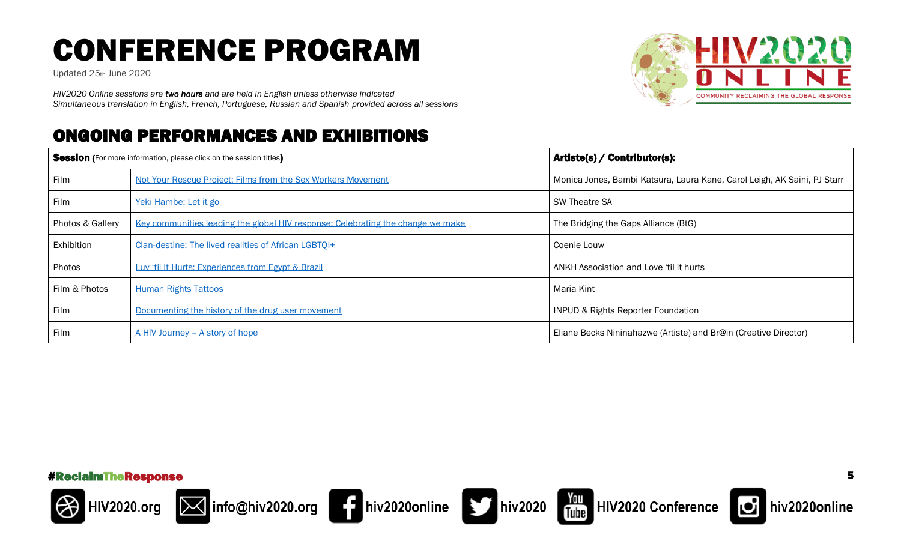# CONFERENCE PROGRAM

Updated 25th June 2020

*HIV2020 Online sessions are **two hours** and are held in English unless otherwise indicated*
*Simultaneous translation in English, French, Portuguese, Russian and Spanish provided across all sessions*

## ONGOING PERFORMANCES AND EXHIBITIONS

| **Session** (For more information, please click on the session titles) | | **Artiste(s) / Contributor(s):** |
|---|---|---|
| Film | Not Your Rescue Project: Films from the Sex Workers Movement | Monica Jones, Bambi Katsura, Laura Kane, Carol Leigh, AK Saini, PJ Starr |
| Film | Yeki Hambe: Let it go | SW Theatre SA |
| Photos & Gallery | Key communities leading the global HIV response: Celebrating the change we make | The Bridging the Gaps Alliance (BtG) |
| Exhibition | Clan-destine: The lived realities of African LGBTQI+ | Coenie Louw |
| Photos | Luv 'til It Hurts: Experiences from Egypt & Brazil | ANKH Association and Love 'til it hurts |
| Film & Photos | Human Rights Tattoos | Maria Kint |
| Film | Documenting the history of the drug user movement | INPUD & Rights Reporter Foundation |
| Film | A HIV Journey – A story of hope | Eliane Becks Nininahazwe (Artiste) and Br@in (Creative Director) |

#ReclaimTheResponse

HIV2020.org | info@hiv2020.org | hiv2020online | hiv2020 | HIV2020 Conference | hiv2020online